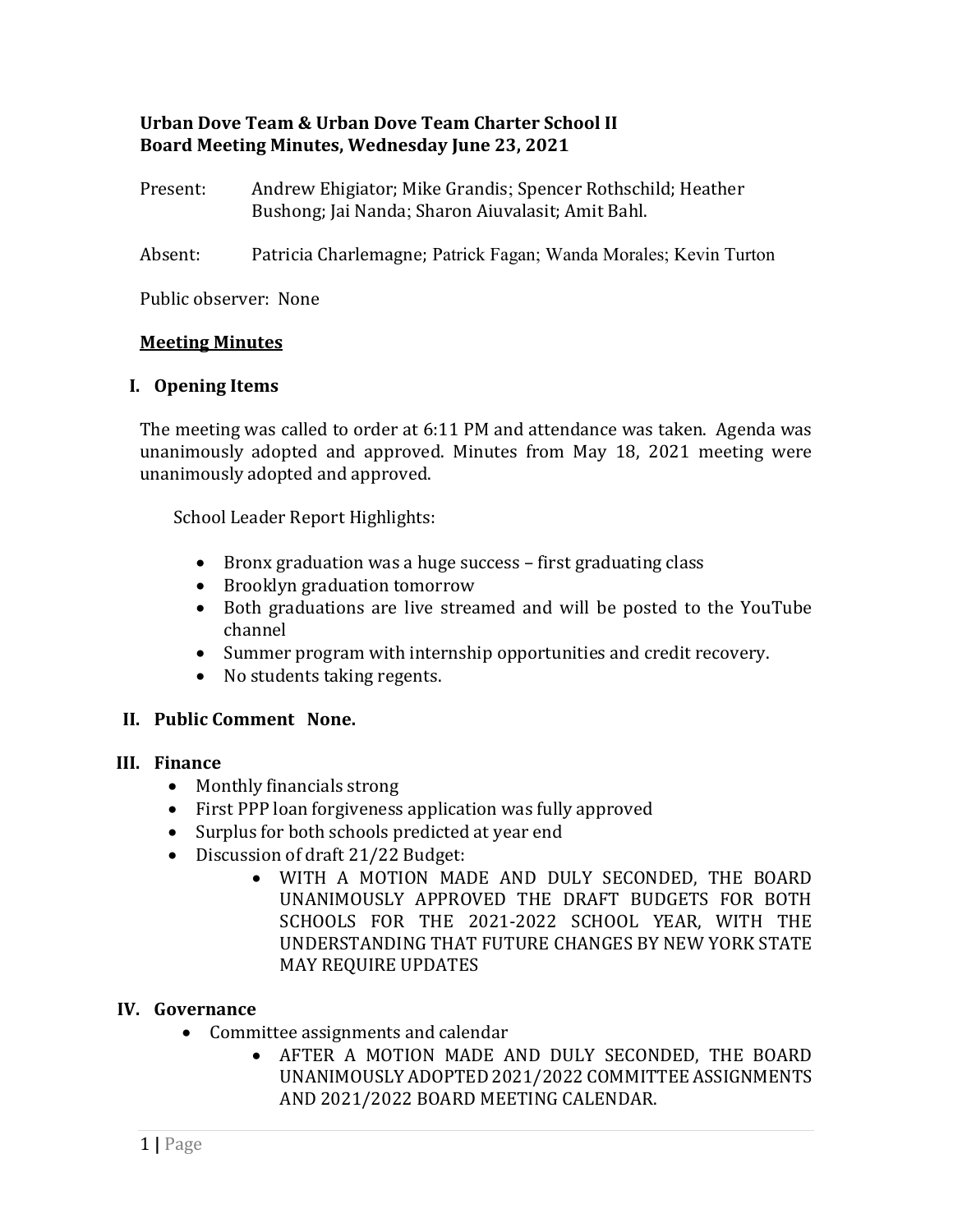**Urban Dove Team & Urban Dove Team Charter School II**
**Board Meeting Minutes, Wednesday June 23, 2021**

Present: Andrew Ehigiator; Mike Grandis; Spencer Rothschild; Heather Bushong; Jai Nanda; Sharon Aiuvalasit; Amit Bahl.

Absent: Patricia Charlemagne; Patrick Fagan; Wanda Morales; Kevin Turton

Public observer: None

**Meeting Minutes**

## I. Opening Items

The meeting was called to order at 6:11 PM and attendance was taken. Agenda was unanimously adopted and approved. Minutes from May 18, 2021 meeting were unanimously adopted and approved.

School Leader Report Highlights:

- Bronx graduation was a huge success – first graduating class
- Brooklyn graduation tomorrow
- Both graduations are live streamed and will be posted to the YouTube channel
- Summer program with internship opportunities and credit recovery.
- No students taking regents.

## II. Public Comment None.

## III. Finance

- Monthly financials strong
- First PPP loan forgiveness application was fully approved
- Surplus for both schools predicted at year end
- Discussion of draft 21/22 Budget:
    - WITH A MOTION MADE AND DULY SECONDED, THE BOARD UNANIMOUSLY APPROVED THE DRAFT BUDGETS FOR BOTH SCHOOLS FOR THE 2021-2022 SCHOOL YEAR, WITH THE UNDERSTANDING THAT FUTURE CHANGES BY NEW YORK STATE MAY REQUIRE UPDATES

## IV. Governance

- Committee assignments and calendar
    - AFTER A MOTION MADE AND DULY SECONDED, THE BOARD UNANIMOUSLY ADOPTED 2021/2022 COMMITTEE ASSIGNMENTS AND 2021/2022 BOARD MEETING CALENDAR.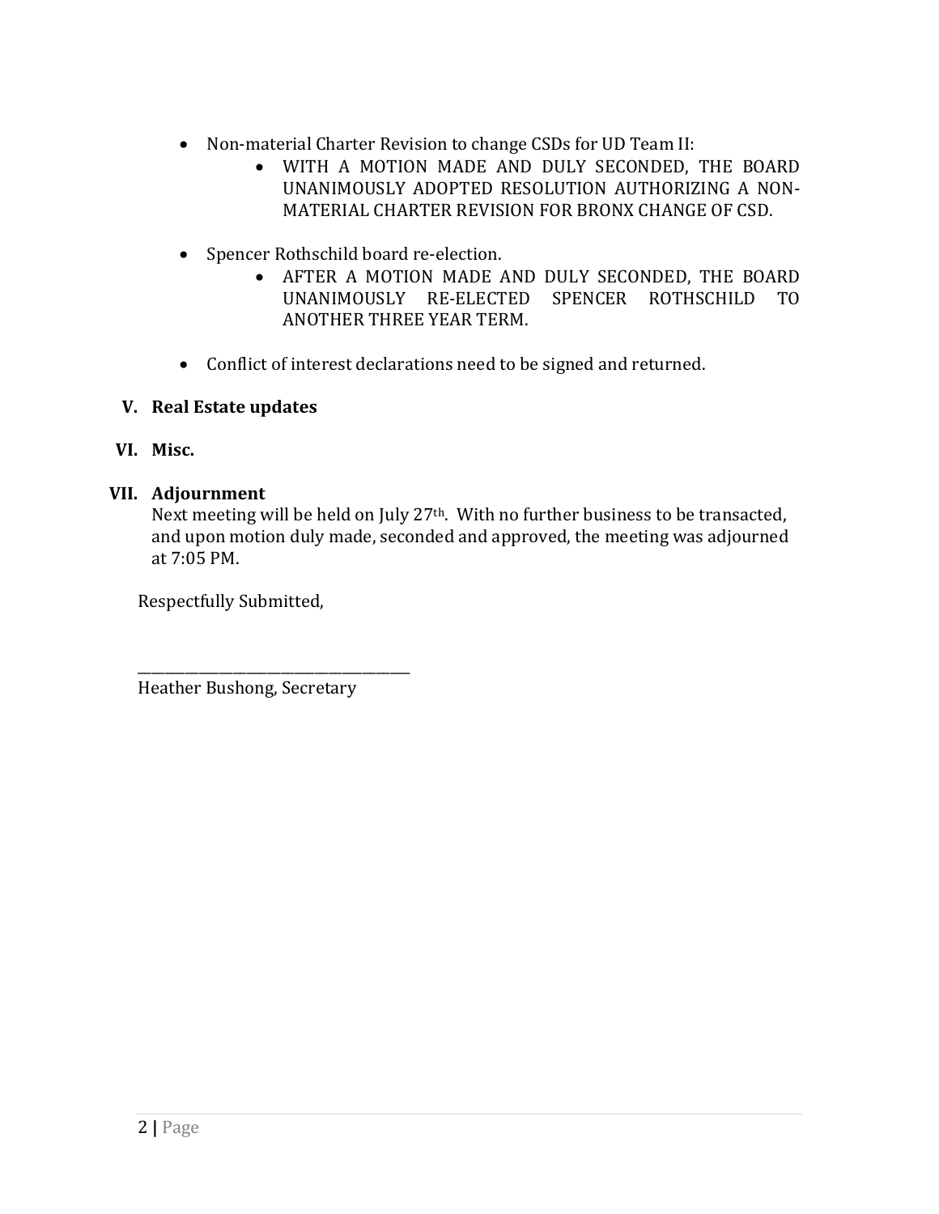- Non-material Charter Revision to change CSDs for UD Team II:
    - WITH A MOTION MADE AND DULY SECONDED, THE BOARD UNANIMOUSLY ADOPTED RESOLUTION AUTHORIZING A NON-MATERIAL CHARTER REVISION FOR BRONX CHANGE OF CSD.

- Spencer Rothschild board re-election.
    - AFTER A MOTION MADE AND DULY SECONDED, THE BOARD UNANIMOUSLY RE-ELECTED SPENCER ROTHSCHILD TO ANOTHER THREE YEAR TERM.

- Conflict of interest declarations need to be signed and returned.

**V. Real Estate updates**

**VI. Misc.**

**VII. Adjournment**

Next meeting will be held on July 27th. With no further business to be transacted, and upon motion duly made, seconded and approved, the meeting was adjourned at 7:05 PM.

Respectfully Submitted,

\_\_\_\_\_\_\_\_\_\_\_\_\_\_\_\_\_\_\_\_\_\_\_\_\_\_\_\_\_\_\_\_\_\_\_\_

Heather Bushong, Secretary